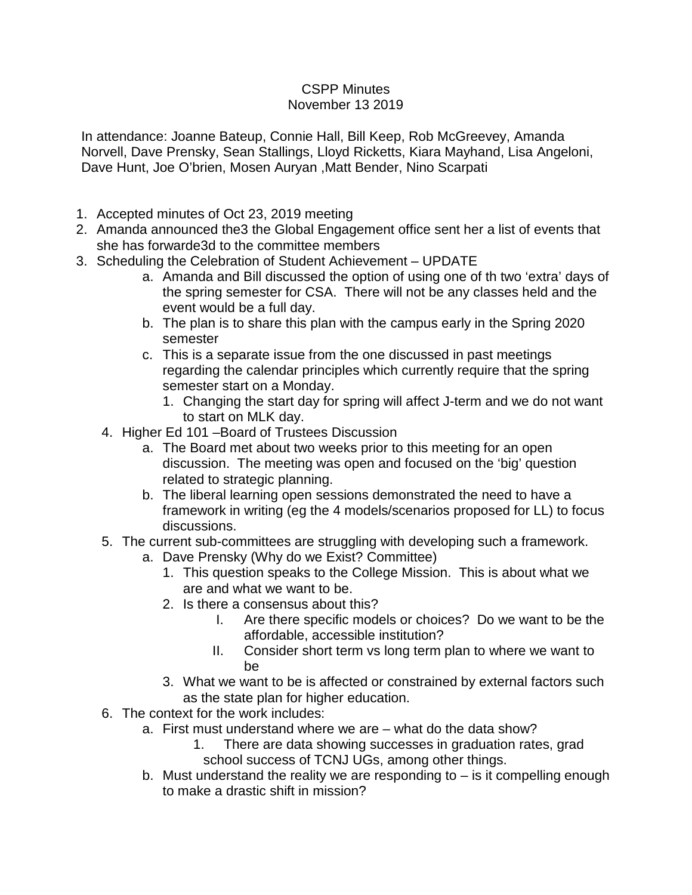CSPP Minutes
November 13 2019

In attendance: Joanne Bateup, Connie Hall, Bill Keep, Rob McGreevey, Amanda Norvell, Dave Prensky, Sean Stallings, Lloyd Ricketts, Kiara Mayhand, Lisa Angeloni, Dave Hunt, Joe O'brien, Mosen Auryan ,Matt Bender, Nino Scarpati

1. Accepted minutes of Oct 23, 2019 meeting
2. Amanda announced the3 the Global Engagement office sent her a list of events that she has forwarde3d to the committee members
3. Scheduling the Celebration of Student Achievement – UPDATE
    a. Amanda and Bill discussed the option of using one of th two 'extra' days of the spring semester for CSA. There will not be any classes held and the event would be a full day.
    b. The plan is to share this plan with the campus early in the Spring 2020 semester
    c. This is a separate issue from the one discussed in past meetings regarding the calendar principles which currently require that the spring semester start on a Monday.
        1. Changing the start day for spring will affect J-term and we do not want to start on MLK day.
4. Higher Ed 101 –Board of Trustees Discussion
    a. The Board met about two weeks prior to this meeting for an open discussion. The meeting was open and focused on the 'big' question related to strategic planning.
    b. The liberal learning open sessions demonstrated the need to have a framework in writing (eg the 4 models/scenarios proposed for LL) to focus discussions.
5. The current sub-committees are struggling with developing such a framework.
    a. Dave Prensky (Why do we Exist? Committee)
        1. This question speaks to the College Mission. This is about what we are and what we want to be.
        2. Is there a consensus about this?
            I. Are there specific models or choices? Do we want to be the affordable, accessible institution?
            II. Consider short term vs long term plan to where we want to be
        3. What we want to be is affected or constrained by external factors such as the state plan for higher education.
6. The context for the work includes:
    a. First must understand where we are – what do the data show?
        1. There are data showing successes in graduation rates, grad school success of TCNJ UGs, among other things.
    b. Must understand the reality we are responding to – is it compelling enough to make a drastic shift in mission?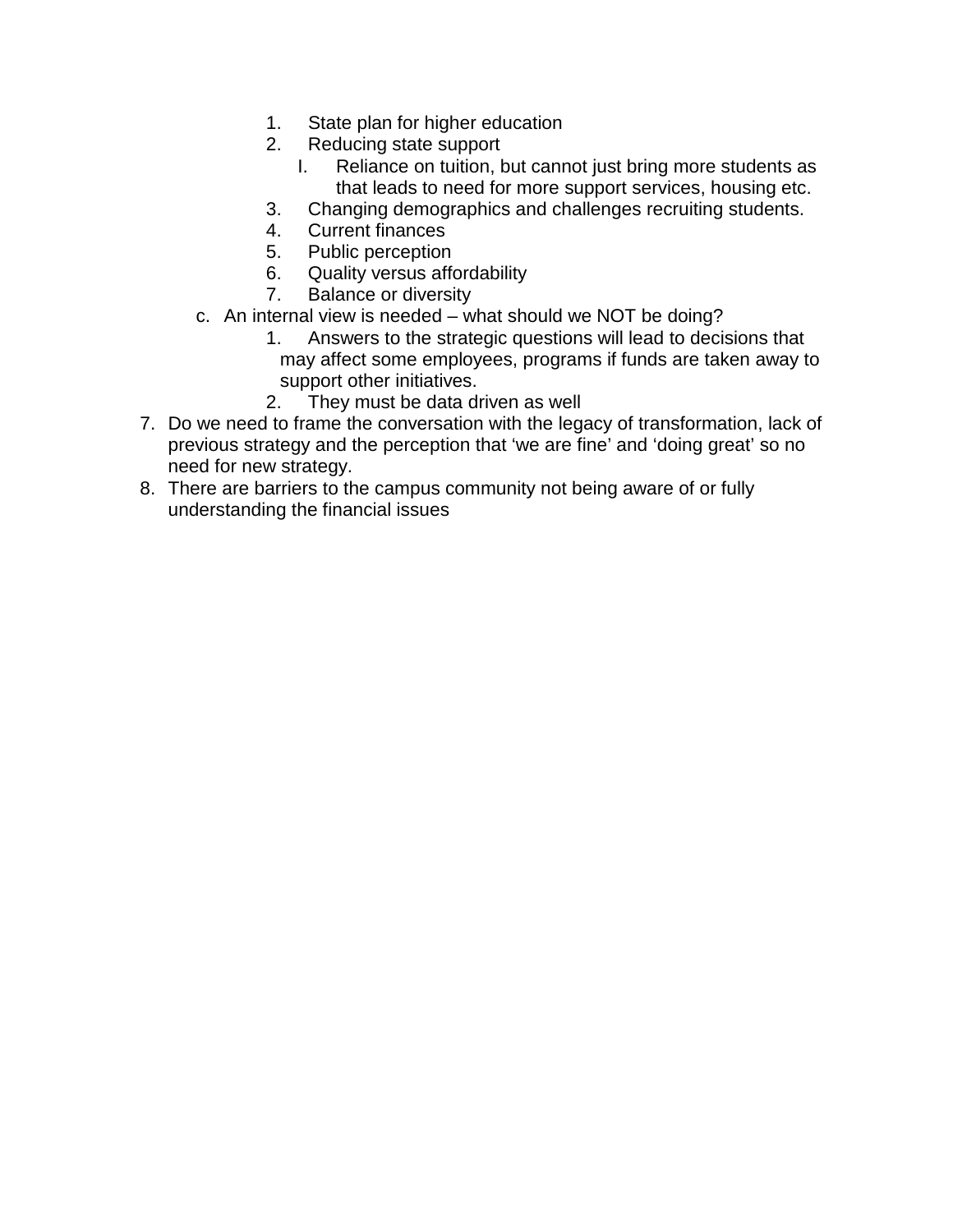1. State plan for higher education
      2. Reducing state support
         I. Reliance on tuition, but cannot just bring more students as that leads to need for more support services, housing etc.
      3. Changing demographics and challenges recruiting students.
      4. Current finances
      5. Public perception
      6. Quality versus affordability
      7. Balance or diversity
   c. An internal view is needed – what should we NOT be doing?
      1. Answers to the strategic questions will lead to decisions that may affect some employees, programs if funds are taken away to support other initiatives.
      2. They must be data driven as well

7. Do we need to frame the conversation with the legacy of transformation, lack of previous strategy and the perception that 'we are fine' and 'doing great' so no need for new strategy.
8. There are barriers to the campus community not being aware of or fully understanding the financial issues